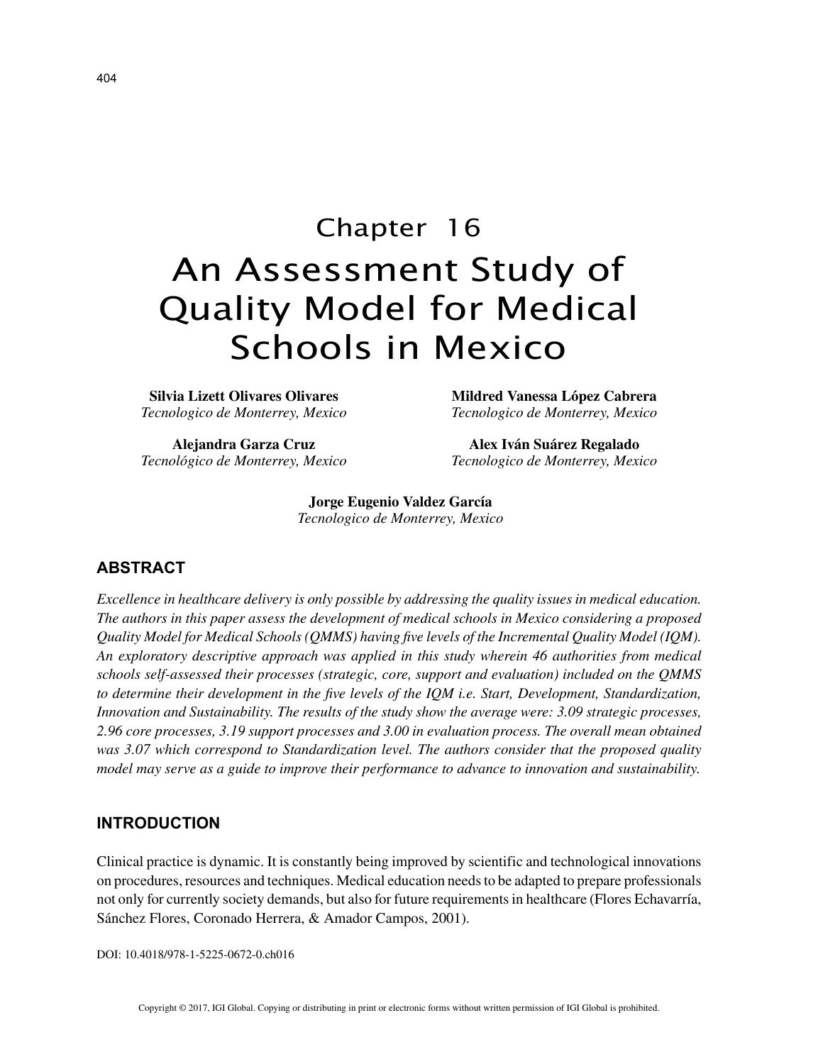# Chapter 16

# An Assessment Study of Quality Model for Medical Schools in Mexico

**Silvia Lizett Olivares Olivares**
*Tecnologico de Monterrey, Mexico*

**Mildred Vanessa López Cabrera**
*Tecnologico de Monterrey, Mexico*

**Alejandra Garza Cruz**
*Tecnológico de Monterrey, Mexico*

**Alex Iván Suárez Regalado**
*Tecnologico de Monterrey, Mexico*

**Jorge Eugenio Valdez García**
*Tecnologico de Monterrey, Mexico*

## ABSTRACT

*Excellence in healthcare delivery is only possible by addressing the quality issues in medical education. The authors in this paper assess the development of medical schools in Mexico considering a proposed Quality Model for Medical Schools (QMMS) having five levels of the Incremental Quality Model (IQM). An exploratory descriptive approach was applied in this study wherein 46 authorities from medical schools self-assessed their processes (strategic, core, support and evaluation) included on the QMMS to determine their development in the five levels of the IQM i.e. Start, Development, Standardization, Innovation and Sustainability. The results of the study show the average were: 3.09 strategic processes, 2.96 core processes, 3.19 support processes and 3.00 in evaluation process. The overall mean obtained was 3.07 which correspond to Standardization level. The authors consider that the proposed quality model may serve as a guide to improve their performance to advance to innovation and sustainability.*

## INTRODUCTION

Clinical practice is dynamic. It is constantly being improved by scientific and technological innovations on procedures, resources and techniques. Medical education needs to be adapted to prepare professionals not only for currently society demands, but also for future requirements in healthcare (Flores Echavarría, Sánchez Flores, Coronado Herrera, & Amador Campos, 2001).

DOI: 10.4018/978-1-5225-0672-0.ch016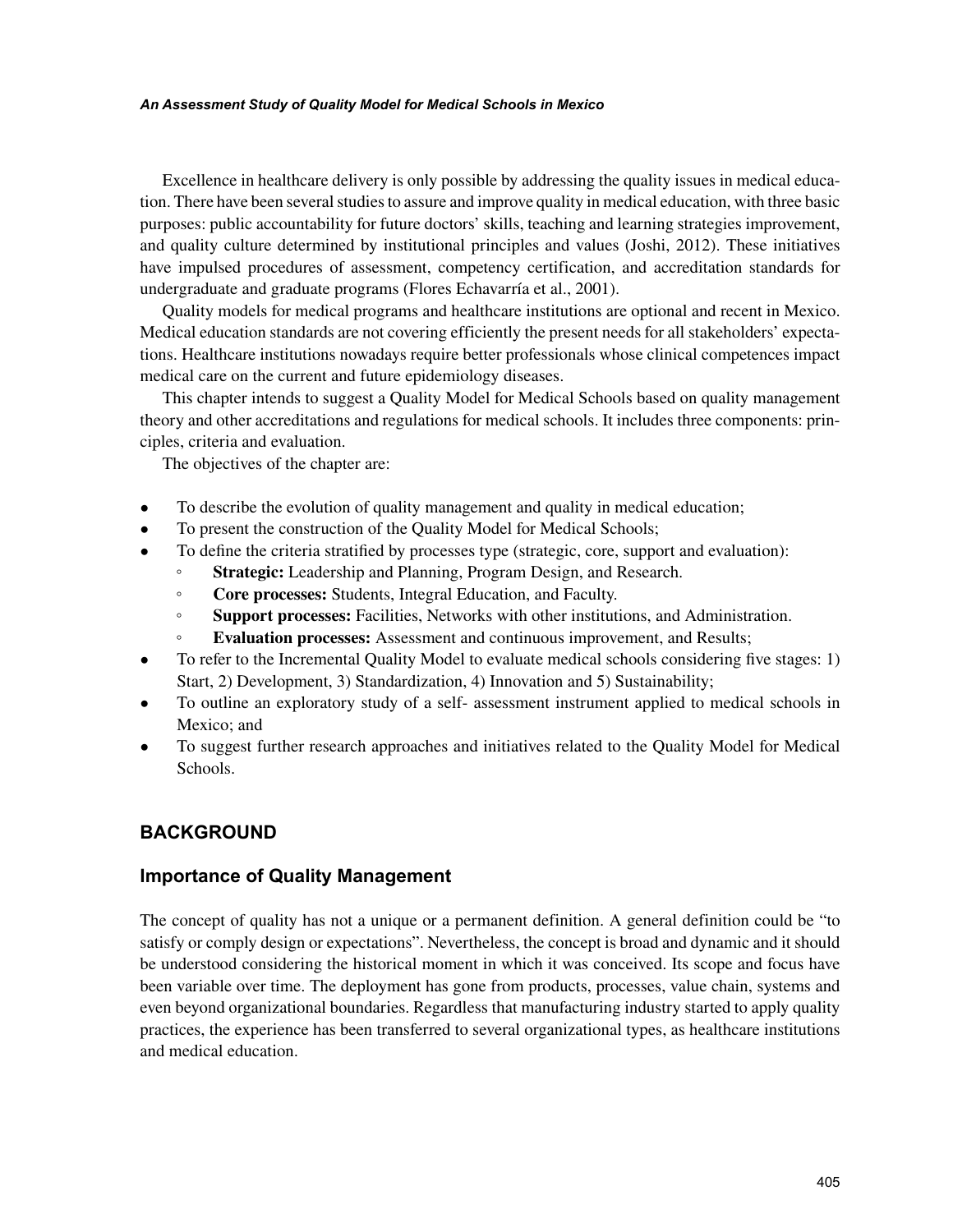Excellence in healthcare delivery is only possible by addressing the quality issues in medical education. There have been several studies to assure and improve quality in medical education, with three basic purposes: public accountability for future doctors' skills, teaching and learning strategies improvement, and quality culture determined by institutional principles and values (Joshi, 2012). These initiatives have impulsed procedures of assessment, competency certification, and accreditation standards for undergraduate and graduate programs (Flores Echavarría et al., 2001).

Quality models for medical programs and healthcare institutions are optional and recent in Mexico. Medical education standards are not covering efficiently the present needs for all stakeholders' expectations. Healthcare institutions nowadays require better professionals whose clinical competences impact medical care on the current and future epidemiology diseases.

This chapter intends to suggest a Quality Model for Medical Schools based on quality management theory and other accreditations and regulations for medical schools. It includes three components: principles, criteria and evaluation.

The objectives of the chapter are:

- To describe the evolution of quality management and quality in medical education;
- To present the construction of the Quality Model for Medical Schools;
- To define the criteria stratified by processes type (strategic, core, support and evaluation):
    - **Strategic:** Leadership and Planning, Program Design, and Research.
    - **Core processes:** Students, Integral Education, and Faculty.
    - **Support processes:** Facilities, Networks with other institutions, and Administration.
    - **Evaluation processes:** Assessment and continuous improvement, and Results;
- To refer to the Incremental Quality Model to evaluate medical schools considering five stages: 1) Start, 2) Development, 3) Standardization, 4) Innovation and 5) Sustainability;
- To outline an exploratory study of a self- assessment instrument applied to medical schools in Mexico; and
- To suggest further research approaches and initiatives related to the Quality Model for Medical Schools.

## BACKGROUND

### Importance of Quality Management

The concept of quality has not a unique or a permanent definition. A general definition could be "to satisfy or comply design or expectations". Nevertheless, the concept is broad and dynamic and it should be understood considering the historical moment in which it was conceived. Its scope and focus have been variable over time. The deployment has gone from products, processes, value chain, systems and even beyond organizational boundaries. Regardless that manufacturing industry started to apply quality practices, the experience has been transferred to several organizational types, as healthcare institutions and medical education.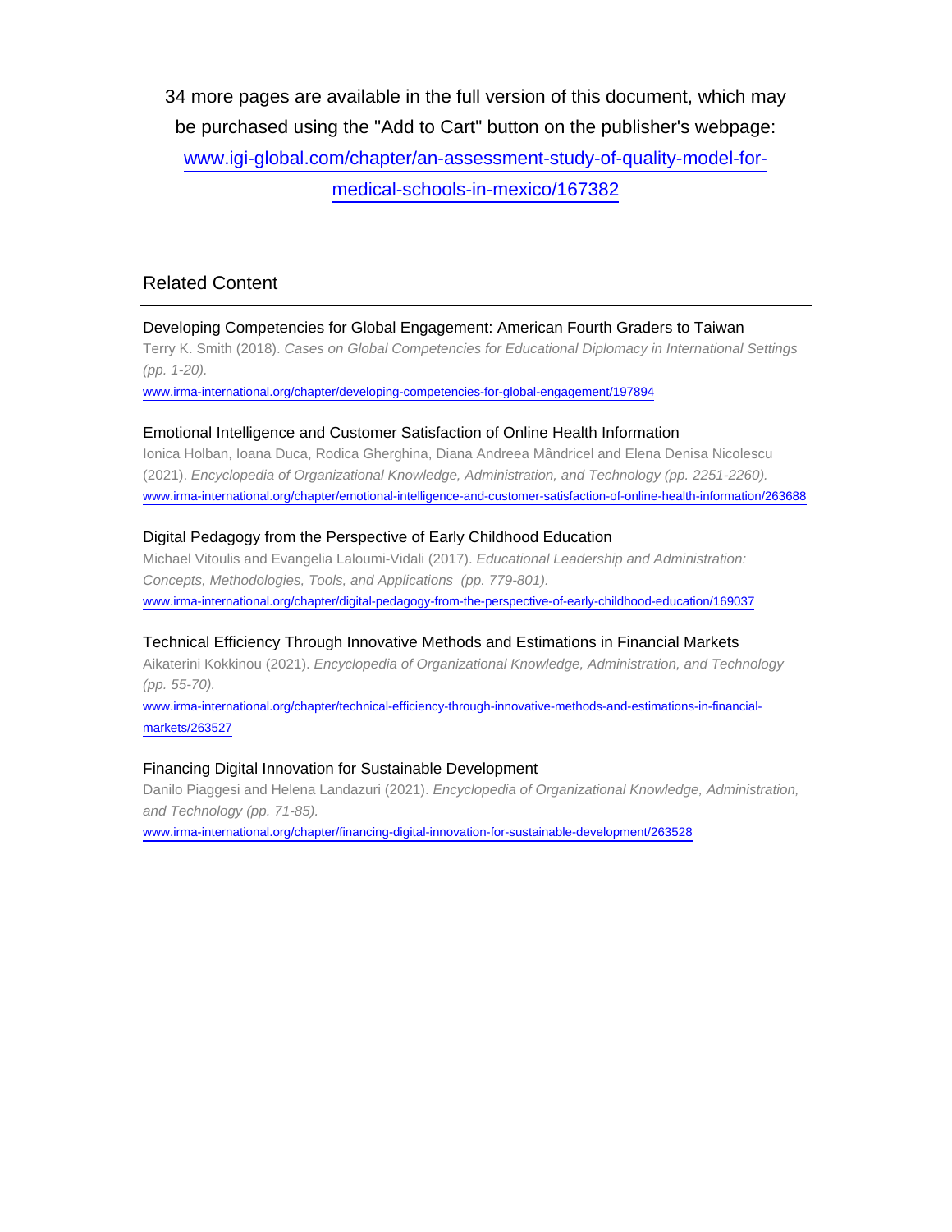34 more pages are available in the full version of this document, which may be purchased using the "Add to Cart" button on the publisher's webpage: www.igi-global.com/chapter/an-assessment-study-of-quality-model-for-medical-schools-in-mexico/167382

## Related Content

Developing Competencies for Global Engagement: American Fourth Graders to Taiwan
Terry K. Smith (2018). *Cases on Global Competencies for Educational Diplomacy in International Settings (pp. 1-20).*
www.irma-international.org/chapter/developing-competencies-for-global-engagement/197894

Emotional Intelligence and Customer Satisfaction of Online Health Information
Ionica Holban, Ioana Duca, Rodica Gherghina, Diana Andreea Mândricel and Elena Denisa Nicolescu (2021). *Encyclopedia of Organizational Knowledge, Administration, and Technology (pp. 2251-2260).*
www.irma-international.org/chapter/emotional-intelligence-and-customer-satisfaction-of-online-health-information/263688

Digital Pedagogy from the Perspective of Early Childhood Education
Michael Vitoulis and Evangelia Laloumi-Vidali (2017). *Educational Leadership and Administration: Concepts, Methodologies, Tools, and Applications (pp. 779-801).*
www.irma-international.org/chapter/digital-pedagogy-from-the-perspective-of-early-childhood-education/169037

Technical Efficiency Through Innovative Methods and Estimations in Financial Markets
Aikaterini Kokkinou (2021). *Encyclopedia of Organizational Knowledge, Administration, and Technology (pp. 55-70).*
www.irma-international.org/chapter/technical-efficiency-through-innovative-methods-and-estimations-in-financial-markets/263527

Financing Digital Innovation for Sustainable Development
Danilo Piaggesi and Helena Landazuri (2021). *Encyclopedia of Organizational Knowledge, Administration, and Technology (pp. 71-85).*
www.irma-international.org/chapter/financing-digital-innovation-for-sustainable-development/263528